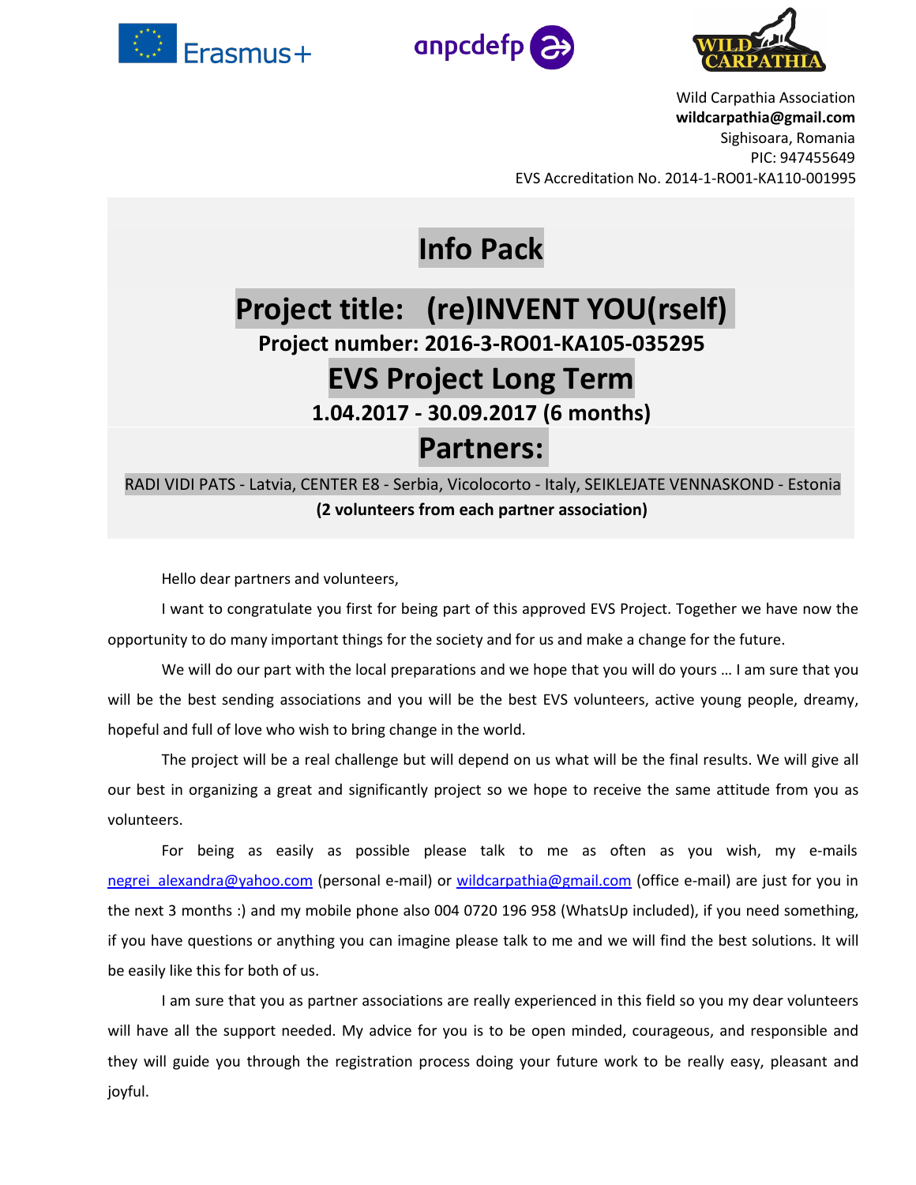Erasmus+ anpcdefp WILD CARPATHIA

Wild Carpathia Association
**wildcarpathia@gmail.com**
Sighisoara, Romania
PIC: 947455649
EVS Accreditation No. 2014-1-RO01-KA110-001995

# Info Pack

# Project title: (re)INVENT YOU(rself)

### Project number: 2016-3-RO01-KA105-035295

# EVS Project Long Term

### 1.04.2017 - 30.09.2017 (6 months)

# Partners:

RADI VIDI PATS - Latvia, CENTER E8 - Serbia, Vicolocorto - Italy, SEIKLEJATE VENNASKOND - Estonia

**(2 volunteers from each partner association)**

Hello dear partners and volunteers,

I want to congratulate you first for being part of this approved EVS Project. Together we have now the opportunity to do many important things for the society and for us and make a change for the future.

We will do our part with the local preparations and we hope that you will do yours … I am sure that you will be the best sending associations and you will be the best EVS volunteers, active young people, dreamy, hopeful and full of love who wish to bring change in the world.

The project will be a real challenge but will depend on us what will be the final results. We will give all our best in organizing a great and significantly project so we hope to receive the same attitude from you as volunteers.

For being as easily as possible please talk to me as often as you wish, my e-mails negrei_alexandra@yahoo.com (personal e-mail) or wildcarpathia@gmail.com (office e-mail) are just for you in the next 3 months :) and my mobile phone also 004 0720 196 958 (WhatsUp included), if you need something, if you have questions or anything you can imagine please talk to me and we will find the best solutions. It will be easily like this for both of us.

I am sure that you as partner associations are really experienced in this field so you my dear volunteers will have all the support needed. My advice for you is to be open minded, courageous, and responsible and they will guide you through the registration process doing your future work to be really easy, pleasant and joyful.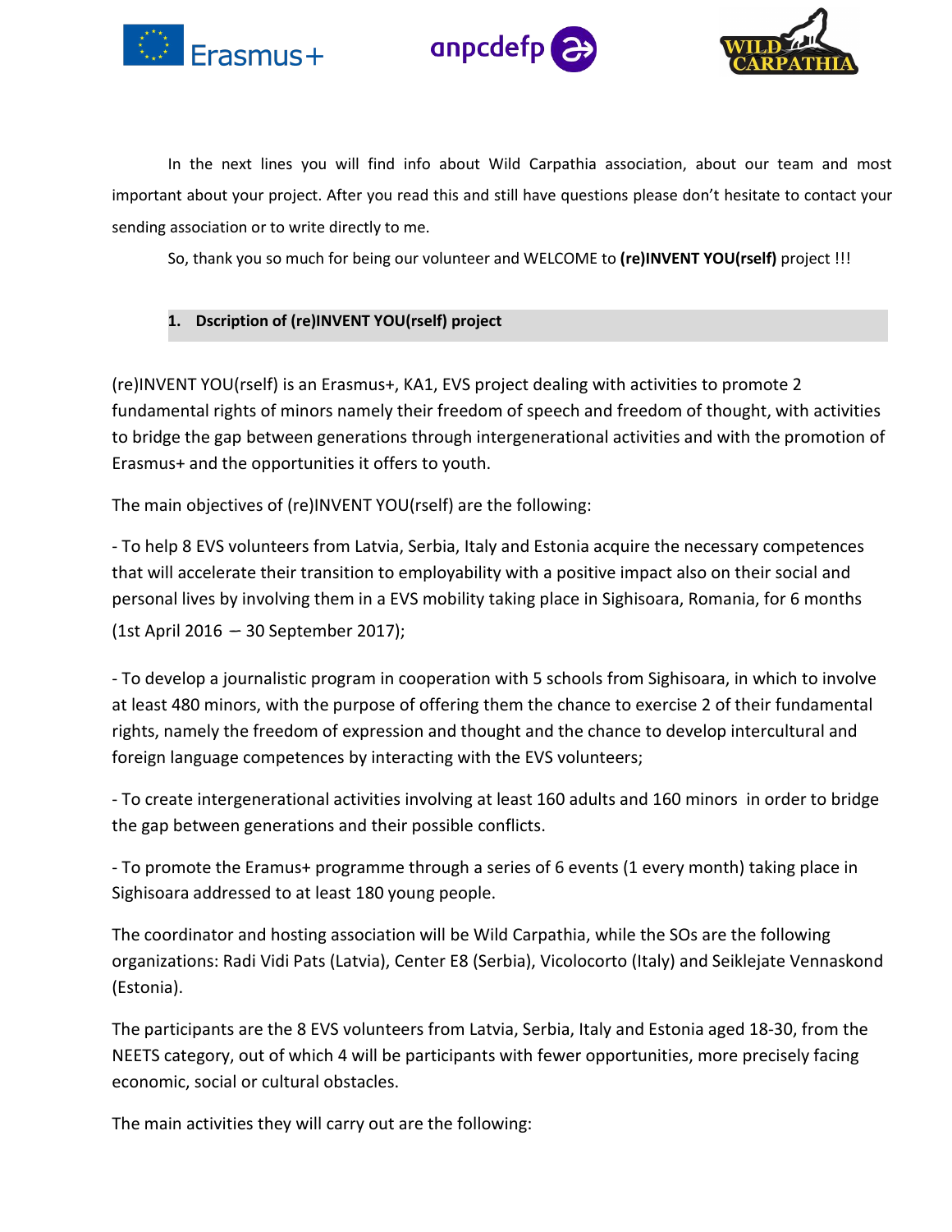In the next lines you will find info about Wild Carpathia association, about our team and most important about your project. After you read this and still have questions please don't hesitate to contact your sending association or to write directly to me.

So, thank you so much for being our volunteer and WELCOME to **(re)INVENT YOU(rself)** project !!!

## 1. Dscription of (re)INVENT YOU(rself) project

(re)INVENT YOU(rself) is an Erasmus+, KA1, EVS project dealing with activities to promote 2 fundamental rights of minors namely their freedom of speech and freedom of thought, with activities to bridge the gap between generations through intergenerational activities and with the promotion of Erasmus+ and the opportunities it offers to youth.

The main objectives of (re)INVENT YOU(rself) are the following:

- To help 8 EVS volunteers from Latvia, Serbia, Italy and Estonia acquire the necessary competences that will accelerate their transition to employability with a positive impact also on their social and personal lives by involving them in a EVS mobility taking place in Sighisoara, Romania, for 6 months (1st April 2016 – 30 September 2017);

- To develop a journalistic program in cooperation with 5 schools from Sighisoara, in which to involve at least 480 minors, with the purpose of offering them the chance to exercise 2 of their fundamental rights, namely the freedom of expression and thought and the chance to develop intercultural and foreign language competences by interacting with the EVS volunteers;

- To create intergenerational activities involving at least 160 adults and 160 minors in order to bridge the gap between generations and their possible conflicts.

- To promote the Eramus+ programme through a series of 6 events (1 every month) taking place in Sighisoara addressed to at least 180 young people.

The coordinator and hosting association will be Wild Carpathia, while the SOs are the following organizations: Radi Vidi Pats (Latvia), Center E8 (Serbia), Vicolocorto (Italy) and Seiklejate Vennaskond (Estonia).

The participants are the 8 EVS volunteers from Latvia, Serbia, Italy and Estonia aged 18-30, from the NEETS category, out of which 4 will be participants with fewer opportunities, more precisely facing economic, social or cultural obstacles.

The main activities they will carry out are the following: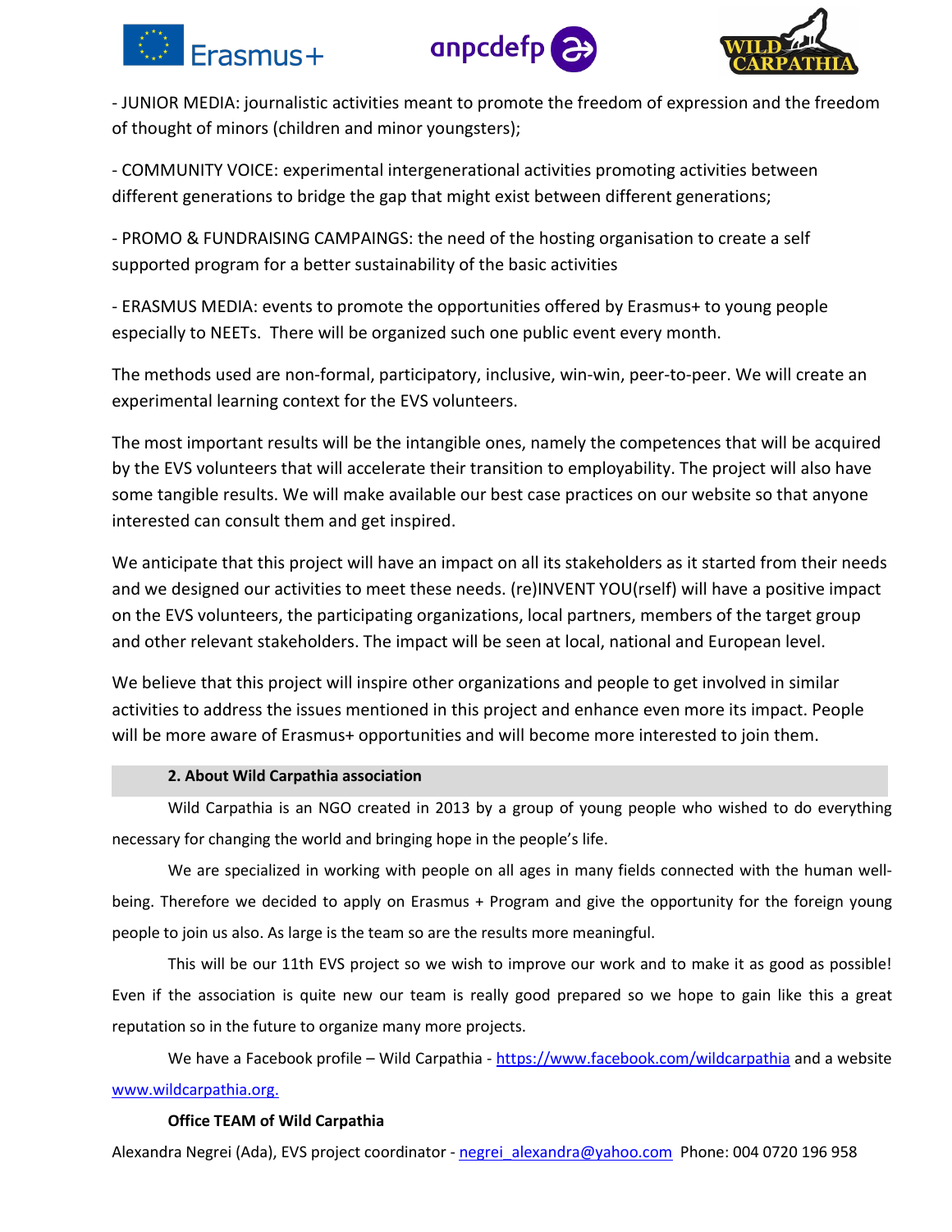- JUNIOR MEDIA: journalistic activities meant to promote the freedom of expression and the freedom of thought of minors (children and minor youngsters);

- COMMUNITY VOICE: experimental intergenerational activities promoting activities between different generations to bridge the gap that might exist between different generations;

- PROMO & FUNDRAISING CAMPAINGS: the need of the hosting organisation to create a self supported program for a better sustainability of the basic activities

- ERASMUS MEDIA: events to promote the opportunities offered by Erasmus+ to young people especially to NEETs. There will be organized such one public event every month.

The methods used are non-formal, participatory, inclusive, win-win, peer-to-peer. We will create an experimental learning context for the EVS volunteers.

The most important results will be the intangible ones, namely the competences that will be acquired by the EVS volunteers that will accelerate their transition to employability. The project will also have some tangible results. We will make available our best case practices on our website so that anyone interested can consult them and get inspired.

We anticipate that this project will have an impact on all its stakeholders as it started from their needs and we designed our activities to meet these needs. (re)INVENT YOU(rself) will have a positive impact on the EVS volunteers, the participating organizations, local partners, members of the target group and other relevant stakeholders. The impact will be seen at local, national and European level.

We believe that this project will inspire other organizations and people to get involved in similar activities to address the issues mentioned in this project and enhance even more its impact. People will be more aware of Erasmus+ opportunities and will become more interested to join them.

## 2. About Wild Carpathia association

Wild Carpathia is an NGO created in 2013 by a group of young people who wished to do everything necessary for changing the world and bringing hope in the people's life.

We are specialized in working with people on all ages in many fields connected with the human well-being. Therefore we decided to apply on Erasmus + Program and give the opportunity for the foreign young people to join us also. As large is the team so are the results more meaningful.

This will be our 11th EVS project so we wish to improve our work and to make it as good as possible! Even if the association is quite new our team is really good prepared so we hope to gain like this a great reputation so in the future to organize many more projects.

We have a Facebook profile – Wild Carpathia - https://www.facebook.com/wildcarpathia and a website www.wildcarpathia.org.

**Office TEAM of Wild Carpathia**

Alexandra Negrei (Ada), EVS project coordinator - negrei_alexandra@yahoo.com Phone: 004 0720 196 958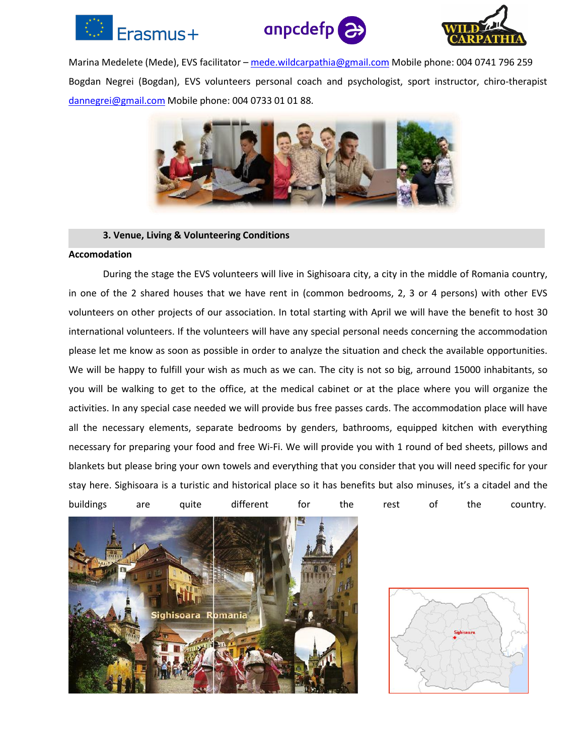Marina Medelete (Mede), EVS facilitator – mede.wildcarpathia@gmail.com Mobile phone: 004 0741 796 259

Bogdan Negrei (Bogdan), EVS volunteers personal coach and psychologist, sport instructor, chiro-therapist dannegrei@gmail.com Mobile phone: 004 0733 01 01 88.

## 3. Venue, Living & Volunteering Conditions

**Accomodation**

During the stage the EVS volunteers will live in Sighisoara city, a city in the middle of Romania country, in one of the 2 shared houses that we have rent in (common bedrooms, 2, 3 or 4 persons) with other EVS volunteers on other projects of our association. In total starting with April we will have the benefit to host 30 international volunteers. If the volunteers will have any special personal needs concerning the accommodation please let me know as soon as possible in order to analyze the situation and check the available opportunities. We will be happy to fulfill your wish as much as we can. The city is not so big, arround 15000 inhabitants, so you will be walking to get to the office, at the medical cabinet or at the place where you will organize the activities. In any special case needed we will provide bus free passes cards. The accommodation place will have all the necessary elements, separate bedrooms by genders, bathrooms, equipped kitchen with everything necessary for preparing your food and free Wi-Fi. We will provide you with 1 round of bed sheets, pillows and blankets but please bring your own towels and everything that you consider that you will need specific for your stay here. Sighisoara is a turistic and historical place so it has benefits but also minuses, it's a citadel and the buildings are quite different for the rest of the country.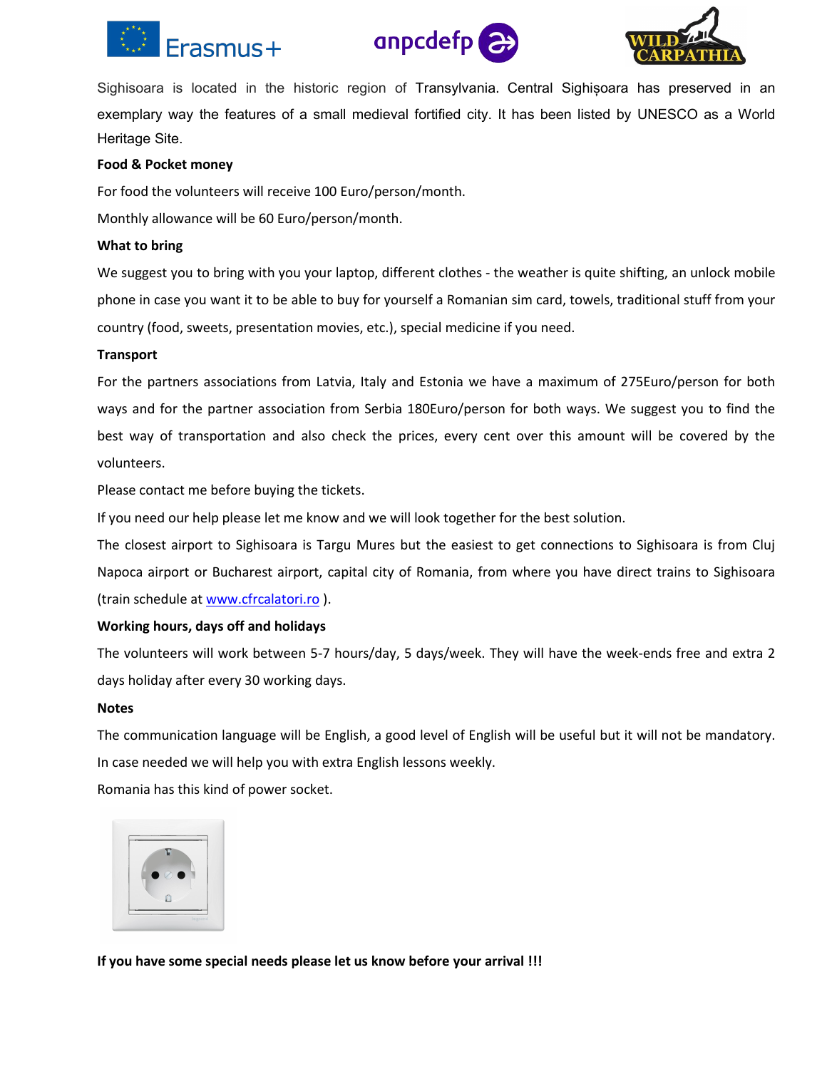Sighisoara is located in the historic region of Transylvania. Central Sighișoara has preserved in an exemplary way the features of a small medieval fortified city. It has been listed by UNESCO as a World Heritage Site.

**Food & Pocket money**

For food the volunteers will receive 100 Euro/person/month.

Monthly allowance will be 60 Euro/person/month.

**What to bring**

We suggest you to bring with you your laptop, different clothes - the weather is quite shifting, an unlock mobile phone in case you want it to be able to buy for yourself a Romanian sim card, towels, traditional stuff from your country (food, sweets, presentation movies, etc.), special medicine if you need.

**Transport**

For the partners associations from Latvia, Italy and Estonia we have a maximum of 275Euro/person for both ways and for the partner association from Serbia 180Euro/person for both ways. We suggest you to find the best way of transportation and also check the prices, every cent over this amount will be covered by the volunteers.

Please contact me before buying the tickets.

If you need our help please let me know and we will look together for the best solution.

The closest airport to Sighisoara is Targu Mures but the easiest to get connections to Sighisoara is from Cluj Napoca airport or Bucharest airport, capital city of Romania, from where you have direct trains to Sighisoara (train schedule at [www.cfrcalatori.ro](http://www.cfrcalatori.ro) ).

**Working hours, days off and holidays**

The volunteers will work between 5-7 hours/day, 5 days/week. They will have the week-ends free and extra 2 days holiday after every 30 working days.

**Notes**

The communication language will be English, a good level of English will be useful but it will not be mandatory. In case needed we will help you with extra English lessons weekly.

Romania has this kind of power socket.

**If you have some special needs please let us know before your arrival !!!**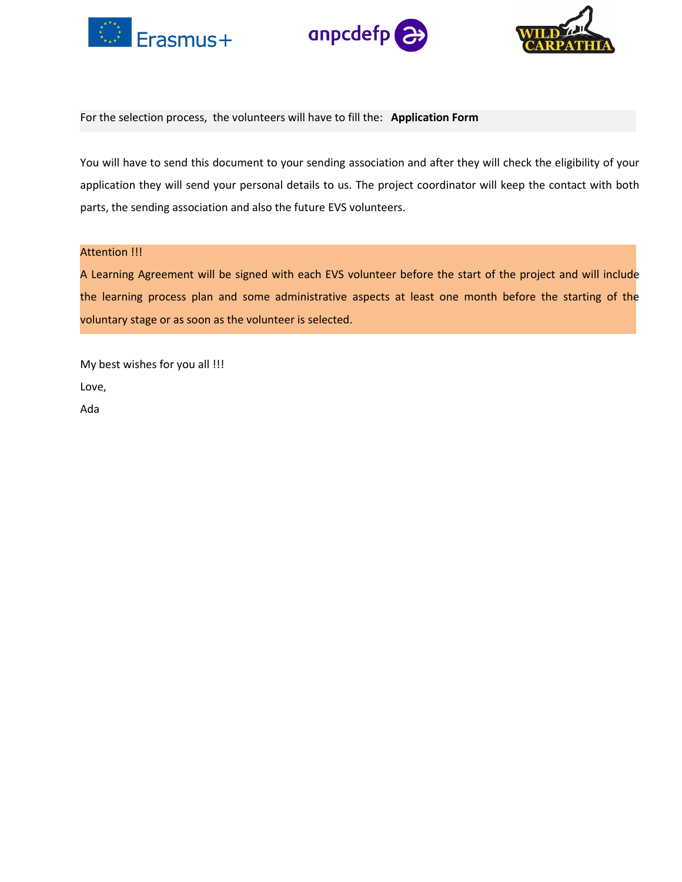For the selection process, the volunteers will have to fill the: **Application Form**

You will have to send this document to your sending association and after they will check the eligibility of your application they will send your personal details to us. The project coordinator will keep the contact with both parts, the sending association and also the future EVS volunteers.

Attention !!!

A Learning Agreement will be signed with each EVS volunteer before the start of the project and will include the learning process plan and some administrative aspects at least one month before the starting of the voluntary stage or as soon as the volunteer is selected.

My best wishes for you all !!!

Love,

Ada